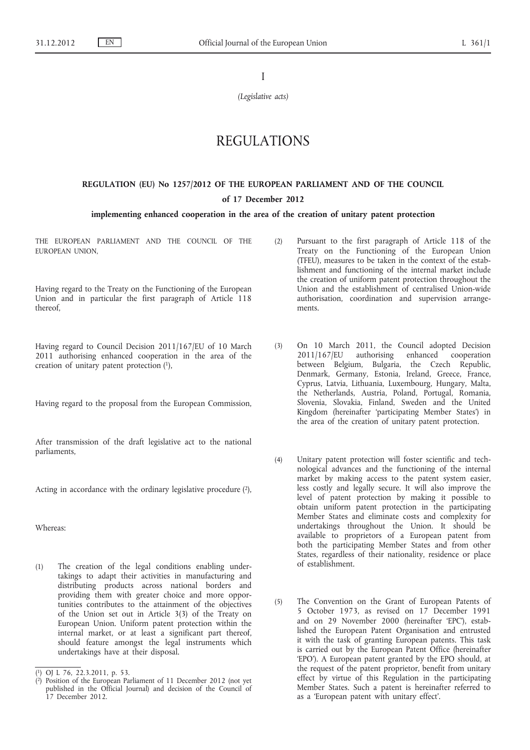I

*(Legislative acts)*

# REGULATIONS

## REGULATION (EU) No 1257/2012 OF THE EUROPEAN PARLIAMENT AND OF THE COUNCIL

**of 17 December 2012**

**implementing enhanced cooperation in the area of the creation of unitary patent protection**

THE EUROPEAN PARLIAMENT AND THE COUNCIL OF THE EUROPEAN UNION,

Having regard to the Treaty on the Functioning of the European Union and in particular the first paragraph of Article 118 thereof,

Having regard to Council Decision 2011/167/EU of 10 March 2011 authorising enhanced cooperation in the area of the creation of unitary patent protection [1],

Having regard to the proposal from the European Commission,

After transmission of the draft legislative act to the national parliaments,

Acting in accordance with the ordinary legislative procedure [2],

Whereas:

(1) The creation of the legal conditions enabling undertakings to adapt their activities in manufacturing and distributing products across national borders and providing them with greater choice and more opportunities contributes to the attainment of the objectives of the Union set out in Article 3(3) of the Treaty on European Union. Uniform patent protection within the internal market, or at least a significant part thereof, should feature amongst the legal instruments which undertakings have at their disposal.

(2) Pursuant to the first paragraph of Article 118 of the Treaty on the Functioning of the European Union (TFEU), measures to be taken in the context of the establishment and functioning of the internal market include the creation of uniform patent protection throughout the Union and the establishment of centralised Union-wide authorisation, coordination and supervision arrangements.

(3) On 10 March 2011, the Council adopted Decision 2011/167/EU authorising enhanced cooperation between Belgium, Bulgaria, the Czech Republic, Denmark, Germany, Estonia, Ireland, Greece, France, Cyprus, Latvia, Lithuania, Luxembourg, Hungary, Malta, the Netherlands, Austria, Poland, Portugal, Romania, Slovenia, Slovakia, Finland, Sweden and the United Kingdom (hereinafter 'participating Member States') in the area of the creation of unitary patent protection.

(4) Unitary patent protection will foster scientific and technological advances and the functioning of the internal market by making access to the patent system easier, less costly and legally secure. It will also improve the level of patent protection by making it possible to obtain uniform patent protection in the participating Member States and eliminate costs and complexity for undertakings throughout the Union. It should be available to proprietors of a European patent from both the participating Member States and from other States, regardless of their nationality, residence or place of establishment.

(5) The Convention on the Grant of European Patents of 5 October 1973, as revised on 17 December 1991 and on 29 November 2000 (hereinafter 'EPC'), established the European Patent Organisation and entrusted it with the task of granting European patents. This task is carried out by the European Patent Office (hereinafter 'EPO'). A European patent granted by the EPO should, at the request of the patent proprietor, benefit from unitary effect by virtue of this Regulation in the participating Member States. Such a patent is hereinafter referred to as a 'European patent with unitary effect'.

---

[1] OJ L 76, 22.3.2011, p. 53.

[2] Position of the European Parliament of 11 December 2012 (not yet published in the Official Journal) and decision of the Council of 17 December 2012.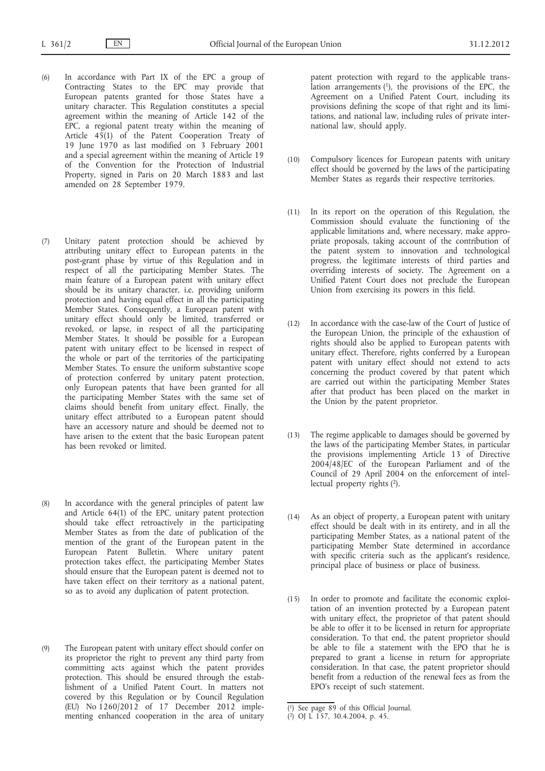(6) In accordance with Part IX of the EPC a group of Contracting States to the EPC may provide that European patents granted for those States have a unitary character. This Regulation constitutes a special agreement within the meaning of Article 142 of the EPC, a regional patent treaty within the meaning of Article 45(1) of the Patent Cooperation Treaty of 19 June 1970 as last modified on 3 February 2001 and a special agreement within the meaning of Article 19 of the Convention for the Protection of Industrial Property, signed in Paris on 20 March 1883 and last amended on 28 September 1979.

(7) Unitary patent protection should be achieved by attributing unitary effect to European patents in the post-grant phase by virtue of this Regulation and in respect of all the participating Member States. The main feature of a European patent with unitary effect should be its unitary character, i.e. providing uniform protection and having equal effect in all the participating Member States. Consequently, a European patent with unitary effect should only be limited, transferred or revoked, or lapse, in respect of all the participating Member States. It should be possible for a European patent with unitary effect to be licensed in respect of the whole or part of the territories of the participating Member States. To ensure the uniform substantive scope of protection conferred by unitary patent protection, only European patents that have been granted for all the participating Member States with the same set of claims should benefit from unitary effect. Finally, the unitary effect attributed to a European patent should have an accessory nature and should be deemed not to have arisen to the extent that the basic European patent has been revoked or limited.

(8) In accordance with the general principles of patent law and Article 64(1) of the EPC, unitary patent protection should take effect retroactively in the participating Member States as from the date of publication of the mention of the grant of the European patent in the European Patent Bulletin. Where unitary patent protection takes effect, the participating Member States should ensure that the European patent is deemed not to have taken effect on their territory as a national patent, so as to avoid any duplication of patent protection.

(9) The European patent with unitary effect should confer on its proprietor the right to prevent any third party from committing acts against which the patent provides protection. This should be ensured through the establishment of a Unified Patent Court. In matters not covered by this Regulation or by Council Regulation (EU) No 1260/2012 of 17 December 2012 implementing enhanced cooperation in the area of unitary patent protection with regard to the applicable translation arrangements [1], the provisions of the EPC, the Agreement on a Unified Patent Court, including its provisions defining the scope of that right and its limitations, and national law, including rules of private international law, should apply.

(10) Compulsory licences for European patents with unitary effect should be governed by the laws of the participating Member States as regards their respective territories.

(11) In its report on the operation of this Regulation, the Commission should evaluate the functioning of the applicable limitations and, where necessary, make appropriate proposals, taking account of the contribution of the patent system to innovation and technological progress, the legitimate interests of third parties and overriding interests of society. The Agreement on a Unified Patent Court does not preclude the European Union from exercising its powers in this field.

(12) In accordance with the case-law of the Court of Justice of the European Union, the principle of the exhaustion of rights should also be applied to European patents with unitary effect. Therefore, rights conferred by a European patent with unitary effect should not extend to acts concerning the product covered by that patent which are carried out within the participating Member States after that product has been placed on the market in the Union by the patent proprietor.

(13) The regime applicable to damages should be governed by the laws of the participating Member States, in particular the provisions implementing Article 13 of Directive 2004/48/EC of the European Parliament and of the Council of 29 April 2004 on the enforcement of intellectual property rights [2].

(14) As an object of property, a European patent with unitary effect should be dealt with in its entirety, and in all the participating Member States, as a national patent of the participating Member State determined in accordance with specific criteria such as the applicant's residence, principal place of business or place of business.

(15) In order to promote and facilitate the economic exploitation of an invention protected by a European patent with unitary effect, the proprietor of that patent should be able to offer it to be licensed in return for appropriate consideration. To that end, the patent proprietor should be able to file a statement with the EPO that he is prepared to grant a license in return for appropriate consideration. In that case, the patent proprietor should benefit from a reduction of the renewal fees as from the EPO's receipt of such statement.

---

[1] See page 89 of this Official Journal.

[2] OJ L 157, 30.4.2004, p. 45.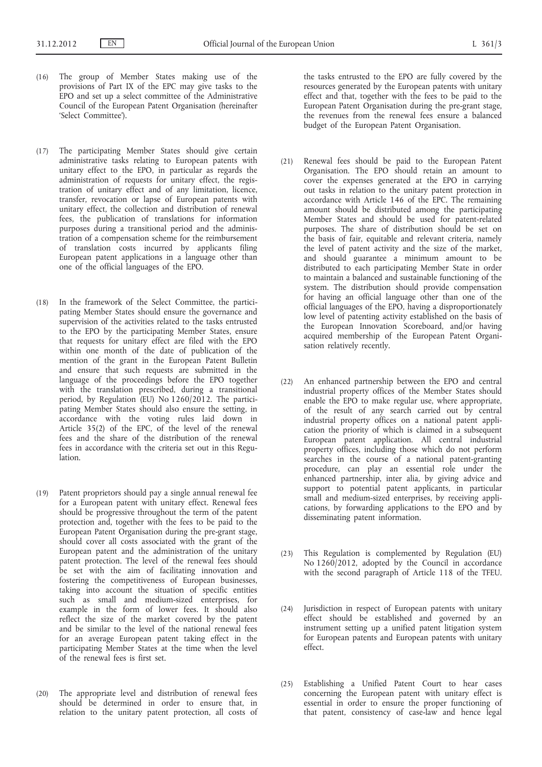(16) The group of Member States making use of the provisions of Part IX of the EPC may give tasks to the EPO and set up a select committee of the Administrative Council of the European Patent Organisation (hereinafter 'Select Committee').

(17) The participating Member States should give certain administrative tasks relating to European patents with unitary effect to the EPO, in particular as regards the administration of requests for unitary effect, the registration of unitary effect and of any limitation, licence, transfer, revocation or lapse of European patents with unitary effect, the collection and distribution of renewal fees, the publication of translations for information purposes during a transitional period and the administration of a compensation scheme for the reimbursement of translation costs incurred by applicants filing European patent applications in a language other than one of the official languages of the EPO.

(18) In the framework of the Select Committee, the participating Member States should ensure the governance and supervision of the activities related to the tasks entrusted to the EPO by the participating Member States, ensure that requests for unitary effect are filed with the EPO within one month of the date of publication of the mention of the grant in the European Patent Bulletin and ensure that such requests are submitted in the language of the proceedings before the EPO together with the translation prescribed, during a transitional period, by Regulation (EU) No 1260/2012. The participating Member States should also ensure the setting, in accordance with the voting rules laid down in Article 35(2) of the EPC, of the level of the renewal fees and the share of the distribution of the renewal fees in accordance with the criteria set out in this Regulation.

(19) Patent proprietors should pay a single annual renewal fee for a European patent with unitary effect. Renewal fees should be progressive throughout the term of the patent protection and, together with the fees to be paid to the European Patent Organisation during the pre-grant stage, should cover all costs associated with the grant of the European patent and the administration of the unitary patent protection. The level of the renewal fees should be set with the aim of facilitating innovation and fostering the competitiveness of European businesses, taking into account the situation of specific entities such as small and medium-sized enterprises, for example in the form of lower fees. It should also reflect the size of the market covered by the patent and be similar to the level of the national renewal fees for an average European patent taking effect in the participating Member States at the time when the level of the renewal fees is first set.

(20) The appropriate level and distribution of renewal fees should be determined in order to ensure that, in relation to the unitary patent protection, all costs of the tasks entrusted to the EPO are fully covered by the resources generated by the European patents with unitary effect and that, together with the fees to be paid to the European Patent Organisation during the pre-grant stage, the revenues from the renewal fees ensure a balanced budget of the European Patent Organisation.

(21) Renewal fees should be paid to the European Patent Organisation. The EPO should retain an amount to cover the expenses generated at the EPO in carrying out tasks in relation to the unitary patent protection in accordance with Article 146 of the EPC. The remaining amount should be distributed among the participating Member States and should be used for patent-related purposes. The share of distribution should be set on the basis of fair, equitable and relevant criteria, namely the level of patent activity and the size of the market, and should guarantee a minimum amount to be distributed to each participating Member State in order to maintain a balanced and sustainable functioning of the system. The distribution should provide compensation for having an official language other than one of the official languages of the EPO, having a disproportionately low level of patenting activity established on the basis of the European Innovation Scoreboard, and/or having acquired membership of the European Patent Organisation relatively recently.

(22) An enhanced partnership between the EPO and central industrial property offices of the Member States should enable the EPO to make regular use, where appropriate, of the result of any search carried out by central industrial property offices on a national patent application the priority of which is claimed in a subsequent European patent application. All central industrial property offices, including those which do not perform searches in the course of a national patent-granting procedure, can play an essential role under the enhanced partnership, inter alia, by giving advice and support to potential patent applicants, in particular small and medium-sized enterprises, by receiving applications, by forwarding applications to the EPO and by disseminating patent information.

(23) This Regulation is complemented by Regulation (EU) No 1260/2012, adopted by the Council in accordance with the second paragraph of Article 118 of the TFEU.

(24) Jurisdiction in respect of European patents with unitary effect should be established and governed by an instrument setting up a unified patent litigation system for European patents and European patents with unitary effect.

(25) Establishing a Unified Patent Court to hear cases concerning the European patent with unitary effect is essential in order to ensure the proper functioning of that patent, consistency of case-law and hence legal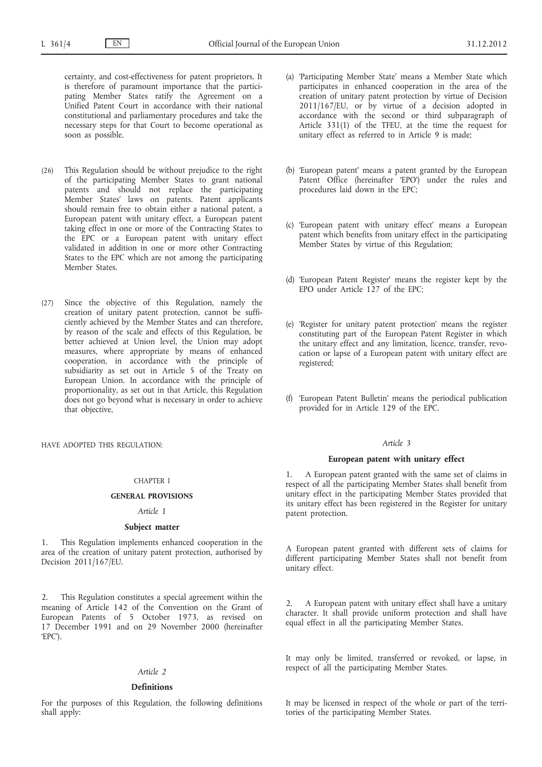certainty, and cost-effectiveness for patent proprietors. It is therefore of paramount importance that the participating Member States ratify the Agreement on a Unified Patent Court in accordance with their national constitutional and parliamentary procedures and take the necessary steps for that Court to become operational as soon as possible.

(26) This Regulation should be without prejudice to the right of the participating Member States to grant national patents and should not replace the participating Member States' laws on patents. Patent applicants should remain free to obtain either a national patent, a European patent with unitary effect, a European patent taking effect in one or more of the Contracting States to the EPC or a European patent with unitary effect validated in addition in one or more other Contracting States to the EPC which are not among the participating Member States.

(27) Since the objective of this Regulation, namely the creation of unitary patent protection, cannot be sufficiently achieved by the Member States and can therefore, by reason of the scale and effects of this Regulation, be better achieved at Union level, the Union may adopt measures, where appropriate by means of enhanced cooperation, in accordance with the principle of subsidiarity as set out in Article 5 of the Treaty on European Union. In accordance with the principle of proportionality, as set out in that Article, this Regulation does not go beyond what is necessary in order to achieve that objective,

HAVE ADOPTED THIS REGULATION:

## CHAPTER I

## GENERAL PROVISIONS

### *Article 1*

### Subject matter

1. This Regulation implements enhanced cooperation in the area of the creation of unitary patent protection, authorised by Decision 2011/167/EU.

2. This Regulation constitutes a special agreement within the meaning of Article 142 of the Convention on the Grant of European Patents of 5 October 1973, as revised on 17 December 1991 and on 29 November 2000 (hereinafter 'EPC').

### *Article 2*

### Definitions

For the purposes of this Regulation, the following definitions shall apply:

(a) 'Participating Member State' means a Member State which participates in enhanced cooperation in the area of the creation of unitary patent protection by virtue of Decision 2011/167/EU, or by virtue of a decision adopted in accordance with the second or third subparagraph of Article 331(1) of the TFEU, at the time the request for unitary effect as referred to in Article 9 is made;

(b) 'European patent' means a patent granted by the European Patent Office (hereinafter 'EPO') under the rules and procedures laid down in the EPC;

(c) 'European patent with unitary effect' means a European patent which benefits from unitary effect in the participating Member States by virtue of this Regulation;

(d) 'European Patent Register' means the register kept by the EPO under Article 127 of the EPC;

(e) 'Register for unitary patent protection' means the register constituting part of the European Patent Register in which the unitary effect and any limitation, licence, transfer, revocation or lapse of a European patent with unitary effect are registered;

(f) 'European Patent Bulletin' means the periodical publication provided for in Article 129 of the EPC.

### *Article 3*

### European patent with unitary effect

1. A European patent granted with the same set of claims in respect of all the participating Member States shall benefit from unitary effect in the participating Member States provided that its unitary effect has been registered in the Register for unitary patent protection.

A European patent granted with different sets of claims for different participating Member States shall not benefit from unitary effect.

2. A European patent with unitary effect shall have a unitary character. It shall provide uniform protection and shall have equal effect in all the participating Member States.

It may only be limited, transferred or revoked, or lapse, in respect of all the participating Member States.

It may be licensed in respect of the whole or part of the territories of the participating Member States.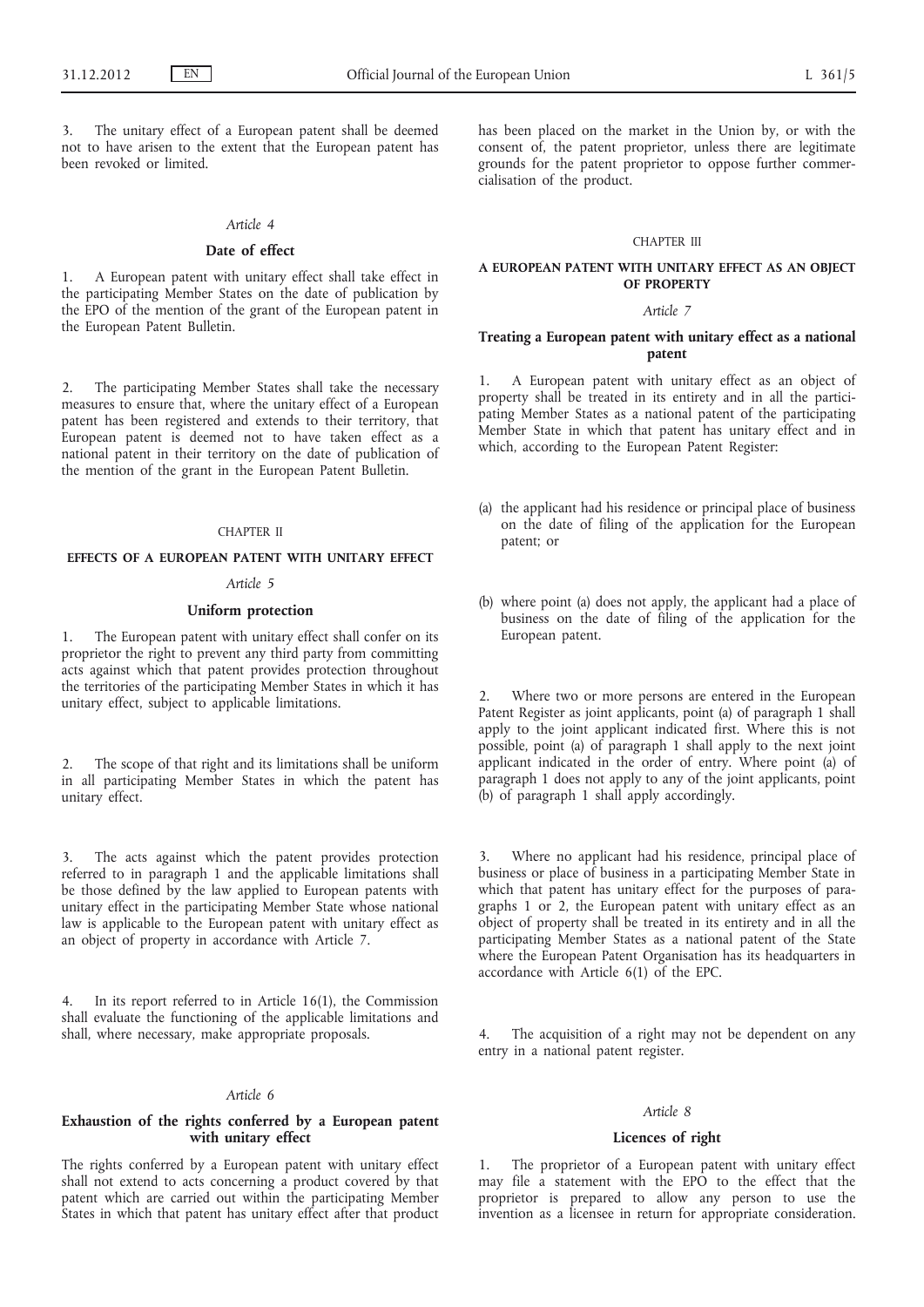3. The unitary effect of a European patent shall be deemed not to have arisen to the extent that the European patent has been revoked or limited.

*Article 4*

**Date of effect**

1. A European patent with unitary effect shall take effect in the participating Member States on the date of publication by the EPO of the mention of the grant of the European patent in the European Patent Bulletin.

2. The participating Member States shall take the necessary measures to ensure that, where the unitary effect of a European patent has been registered and extends to their territory, that European patent is deemed not to have taken effect as a national patent in their territory on the date of publication of the mention of the grant in the European Patent Bulletin.

CHAPTER II

**EFFECTS OF A EUROPEAN PATENT WITH UNITARY EFFECT**

*Article 5*

**Uniform protection**

1. The European patent with unitary effect shall confer on its proprietor the right to prevent any third party from committing acts against which that patent provides protection throughout the territories of the participating Member States in which it has unitary effect, subject to applicable limitations.

2. The scope of that right and its limitations shall be uniform in all participating Member States in which the patent has unitary effect.

3. The acts against which the patent provides protection referred to in paragraph 1 and the applicable limitations shall be those defined by the law applied to European patents with unitary effect in the participating Member State whose national law is applicable to the European patent with unitary effect as an object of property in accordance with Article 7.

4. In its report referred to in Article 16(1), the Commission shall evaluate the functioning of the applicable limitations and shall, where necessary, make appropriate proposals.

*Article 6*

**Exhaustion of the rights conferred by a European patent with unitary effect**

The rights conferred by a European patent with unitary effect shall not extend to acts concerning a product covered by that patent which are carried out within the participating Member States in which that patent has unitary effect after that product has been placed on the market in the Union by, or with the consent of, the patent proprietor, unless there are legitimate grounds for the patent proprietor to oppose further commercialisation of the product.

CHAPTER III

**A EUROPEAN PATENT WITH UNITARY EFFECT AS AN OBJECT OF PROPERTY**

*Article 7*

**Treating a European patent with unitary effect as a national patent**

1. A European patent with unitary effect as an object of property shall be treated in its entirety and in all the participating Member States as a national patent of the participating Member State in which that patent has unitary effect and in which, according to the European Patent Register:

(a) the applicant had his residence or principal place of business on the date of filing of the application for the European patent; or

(b) where point (a) does not apply, the applicant had a place of business on the date of filing of the application for the European patent.

2. Where two or more persons are entered in the European Patent Register as joint applicants, point (a) of paragraph 1 shall apply to the joint applicant indicated first. Where this is not possible, point (a) of paragraph 1 shall apply to the next joint applicant indicated in the order of entry. Where point (a) of paragraph 1 does not apply to any of the joint applicants, point (b) of paragraph 1 shall apply accordingly.

3. Where no applicant had his residence, principal place of business or place of business in a participating Member State in which that patent has unitary effect for the purposes of paragraphs 1 or 2, the European patent with unitary effect as an object of property shall be treated in its entirety and in all the participating Member States as a national patent of the State where the European Patent Organisation has its headquarters in accordance with Article 6(1) of the EPC.

4. The acquisition of a right may not be dependent on any entry in a national patent register.

*Article 8*

**Licences of right**

1. The proprietor of a European patent with unitary effect may file a statement with the EPO to the effect that the proprietor is prepared to allow any person to use the invention as a licensee in return for appropriate consideration.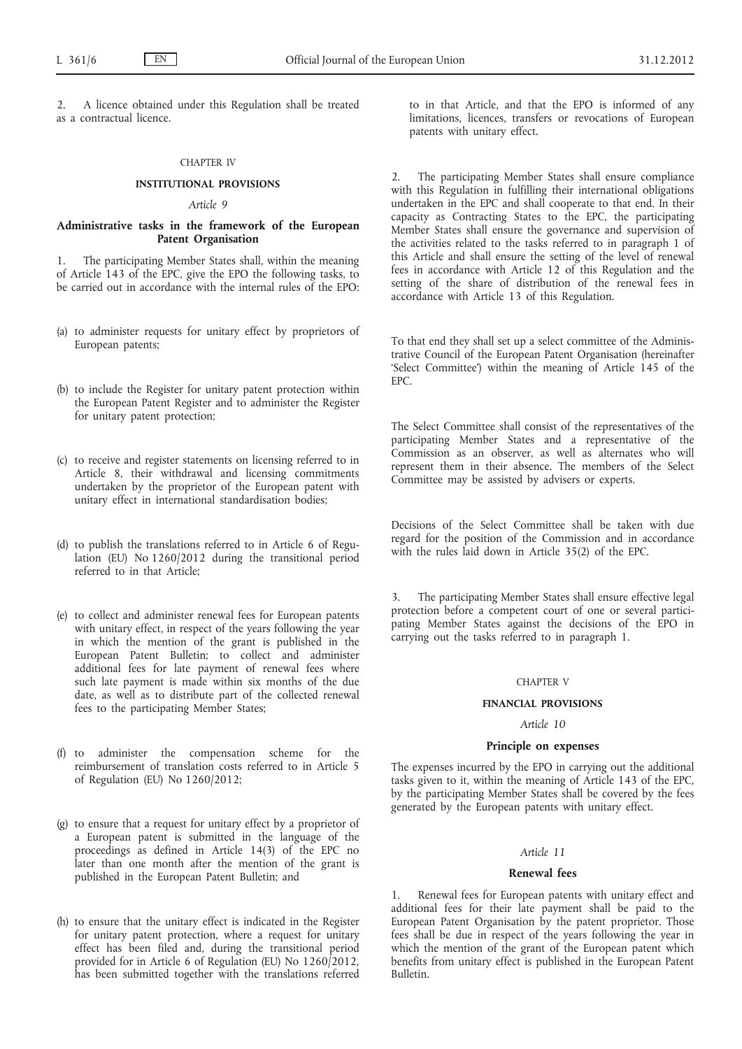2. A licence obtained under this Regulation shall be treated as a contractual licence.

## CHAPTER IV

## INSTITUTIONAL PROVISIONS

### *Article 9*

### Administrative tasks in the framework of the European Patent Organisation

1. The participating Member States shall, within the meaning of Article 143 of the EPC, give the EPO the following tasks, to be carried out in accordance with the internal rules of the EPO:

(a) to administer requests for unitary effect by proprietors of European patents;

(b) to include the Register for unitary patent protection within the European Patent Register and to administer the Register for unitary patent protection;

(c) to receive and register statements on licensing referred to in Article 8, their withdrawal and licensing commitments undertaken by the proprietor of the European patent with unitary effect in international standardisation bodies;

(d) to publish the translations referred to in Article 6 of Regulation (EU) No 1260/2012 during the transitional period referred to in that Article;

(e) to collect and administer renewal fees for European patents with unitary effect, in respect of the years following the year in which the mention of the grant is published in the European Patent Bulletin; to collect and administer additional fees for late payment of renewal fees where such late payment is made within six months of the due date, as well as to distribute part of the collected renewal fees to the participating Member States;

(f) to administer the compensation scheme for the reimbursement of translation costs referred to in Article 5 of Regulation (EU) No 1260/2012;

(g) to ensure that a request for unitary effect by a proprietor of a European patent is submitted in the language of the proceedings as defined in Article 14(3) of the EPC no later than one month after the mention of the grant is published in the European Patent Bulletin; and

(h) to ensure that the unitary effect is indicated in the Register for unitary patent protection, where a request for unitary effect has been filed and, during the transitional period provided for in Article 6 of Regulation (EU) No 1260/2012, has been submitted together with the translations referred to in that Article, and that the EPO is informed of any limitations, licences, transfers or revocations of European patents with unitary effect.

2. The participating Member States shall ensure compliance with this Regulation in fulfilling their international obligations undertaken in the EPC and shall cooperate to that end. In their capacity as Contracting States to the EPC, the participating Member States shall ensure the governance and supervision of the activities related to the tasks referred to in paragraph 1 of this Article and shall ensure the setting of the level of renewal fees in accordance with Article 12 of this Regulation and the setting of the share of distribution of the renewal fees in accordance with Article 13 of this Regulation.

To that end they shall set up a select committee of the Administrative Council of the European Patent Organisation (hereinafter 'Select Committee') within the meaning of Article 145 of the EPC.

The Select Committee shall consist of the representatives of the participating Member States and a representative of the Commission as an observer, as well as alternates who will represent them in their absence. The members of the Select Committee may be assisted by advisers or experts.

Decisions of the Select Committee shall be taken with due regard for the position of the Commission and in accordance with the rules laid down in Article 35(2) of the EPC.

3. The participating Member States shall ensure effective legal protection before a competent court of one or several participating Member States against the decisions of the EPO in carrying out the tasks referred to in paragraph 1.

## CHAPTER V

## FINANCIAL PROVISIONS

### *Article 10*

### Principle on expenses

The expenses incurred by the EPO in carrying out the additional tasks given to it, within the meaning of Article 143 of the EPC, by the participating Member States shall be covered by the fees generated by the European patents with unitary effect.

### *Article 11*

### Renewal fees

1. Renewal fees for European patents with unitary effect and additional fees for their late payment shall be paid to the European Patent Organisation by the patent proprietor. Those fees shall be due in respect of the years following the year in which the mention of the grant of the European patent which benefits from unitary effect is published in the European Patent Bulletin.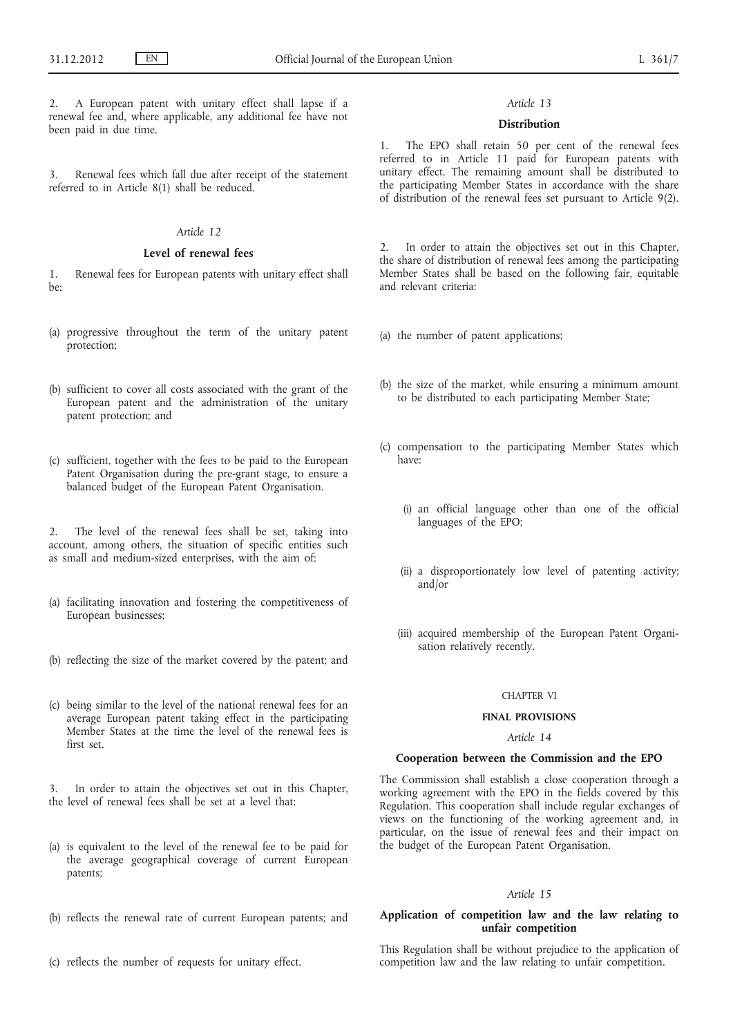2. A European patent with unitary effect shall lapse if a renewal fee and, where applicable, any additional fee have not been paid in due time.

3. Renewal fees which fall due after receipt of the statement referred to in Article 8(1) shall be reduced.

*Article 12*

**Level of renewal fees**

1. Renewal fees for European patents with unitary effect shall be:

(a) progressive throughout the term of the unitary patent protection;

(b) sufficient to cover all costs associated with the grant of the European patent and the administration of the unitary patent protection; and

(c) sufficient, together with the fees to be paid to the European Patent Organisation during the pre-grant stage, to ensure a balanced budget of the European Patent Organisation.

2. The level of the renewal fees shall be set, taking into account, among others, the situation of specific entities such as small and medium-sized enterprises, with the aim of:

(a) facilitating innovation and fostering the competitiveness of European businesses;

(b) reflecting the size of the market covered by the patent; and

(c) being similar to the level of the national renewal fees for an average European patent taking effect in the participating Member States at the time the level of the renewal fees is first set.

3. In order to attain the objectives set out in this Chapter, the level of renewal fees shall be set at a level that:

(a) is equivalent to the level of the renewal fee to be paid for the average geographical coverage of current European patents;

(b) reflects the renewal rate of current European patents; and

(c) reflects the number of requests for unitary effect.

*Article 13*

**Distribution**

1. The EPO shall retain 50 per cent of the renewal fees referred to in Article 11 paid for European patents with unitary effect. The remaining amount shall be distributed to the participating Member States in accordance with the share of distribution of the renewal fees set pursuant to Article 9(2).

2. In order to attain the objectives set out in this Chapter, the share of distribution of renewal fees among the participating Member States shall be based on the following fair, equitable and relevant criteria:

(a) the number of patent applications;

(b) the size of the market, while ensuring a minimum amount to be distributed to each participating Member State;

(c) compensation to the participating Member States which have:

(i) an official language other than one of the official languages of the EPO;

(ii) a disproportionately low level of patenting activity; and/or

(iii) acquired membership of the European Patent Organisation relatively recently.

CHAPTER VI

**FINAL PROVISIONS**

*Article 14*

**Cooperation between the Commission and the EPO**

The Commission shall establish a close cooperation through a working agreement with the EPO in the fields covered by this Regulation. This cooperation shall include regular exchanges of views on the functioning of the working agreement and, in particular, on the issue of renewal fees and their impact on the budget of the European Patent Organisation.

*Article 15*

**Application of competition law and the law relating to unfair competition**

This Regulation shall be without prejudice to the application of competition law and the law relating to unfair competition.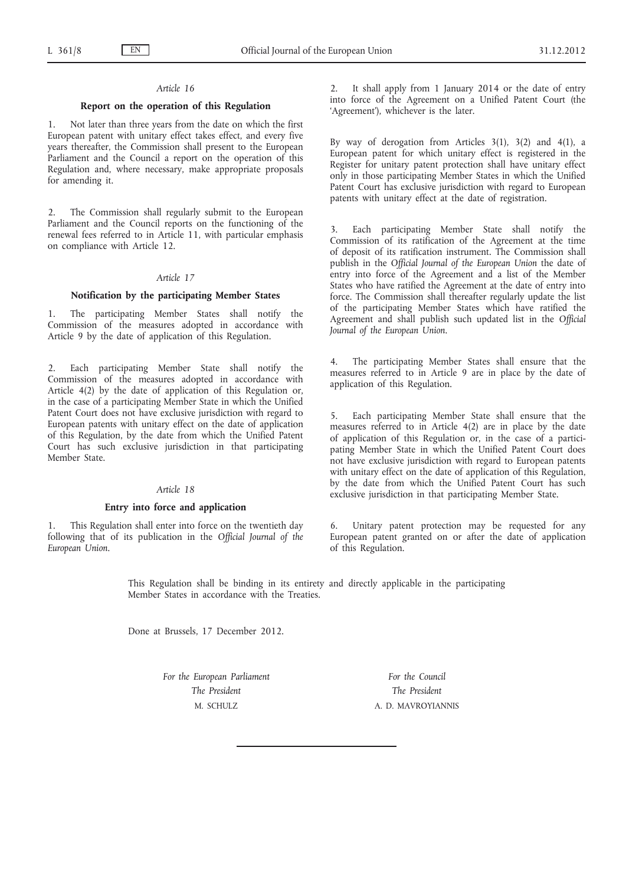*Article 16*

**Report on the operation of this Regulation**

1. Not later than three years from the date on which the first European patent with unitary effect takes effect, and every five years thereafter, the Commission shall present to the European Parliament and the Council a report on the operation of this Regulation and, where necessary, make appropriate proposals for amending it.

2. The Commission shall regularly submit to the European Parliament and the Council reports on the functioning of the renewal fees referred to in Article 11, with particular emphasis on compliance with Article 12.

*Article 17*

**Notification by the participating Member States**

1. The participating Member States shall notify the Commission of the measures adopted in accordance with Article 9 by the date of application of this Regulation.

2. Each participating Member State shall notify the Commission of the measures adopted in accordance with Article 4(2) by the date of application of this Regulation or, in the case of a participating Member State in which the Unified Patent Court does not have exclusive jurisdiction with regard to European patents with unitary effect on the date of application of this Regulation, by the date from which the Unified Patent Court has such exclusive jurisdiction in that participating Member State.

*Article 18*

**Entry into force and application**

1. This Regulation shall enter into force on the twentieth day following that of its publication in the *Official Journal of the European Union*.

2. It shall apply from 1 January 2014 or the date of entry into force of the Agreement on a Unified Patent Court (the 'Agreement'), whichever is the later.

By way of derogation from Articles 3(1), 3(2) and 4(1), a European patent for which unitary effect is registered in the Register for unitary patent protection shall have unitary effect only in those participating Member States in which the Unified Patent Court has exclusive jurisdiction with regard to European patents with unitary effect at the date of registration.

3. Each participating Member State shall notify the Commission of its ratification of the Agreement at the time of deposit of its ratification instrument. The Commission shall publish in the *Official Journal of the European Union* the date of entry into force of the Agreement and a list of the Member States who have ratified the Agreement at the date of entry into force. The Commission shall thereafter regularly update the list of the participating Member States which have ratified the Agreement and shall publish such updated list in the *Official Journal of the European Union*.

4. The participating Member States shall ensure that the measures referred to in Article 9 are in place by the date of application of this Regulation.

5. Each participating Member State shall ensure that the measures referred to in Article 4(2) are in place by the date of application of this Regulation or, in the case of a participating Member State in which the Unified Patent Court does not have exclusive jurisdiction with regard to European patents with unitary effect on the date of application of this Regulation, by the date from which the Unified Patent Court has such exclusive jurisdiction in that participating Member State.

6. Unitary patent protection may be requested for any European patent granted on or after the date of application of this Regulation.

This Regulation shall be binding in its entirety and directly applicable in the participating Member States in accordance with the Treaties.

Done at Brussels, 17 December 2012.

*For the European Parliament*
*The President*
M. SCHULZ

*For the Council*
*The President*
A. D. MAVROYIANNIS